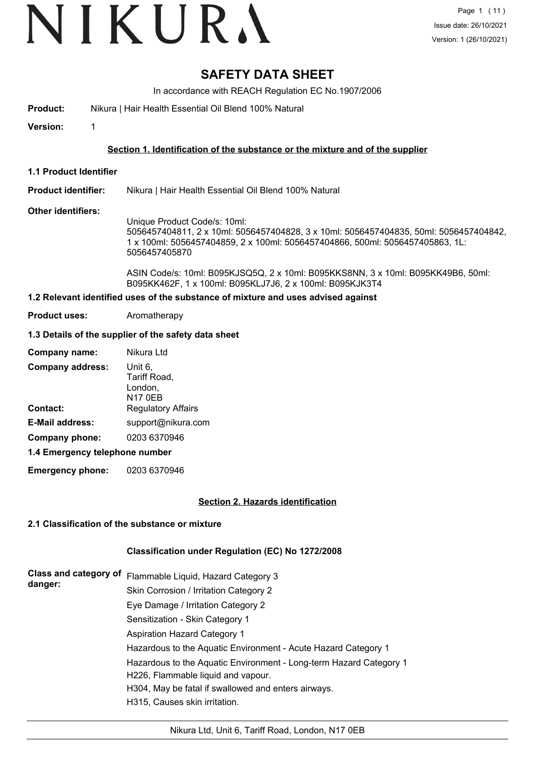# SAFETY DATA SHEET

In accordance with REACH Regulation EC No.1907/2006

**Product:** Nikura | Hair Health Essential Oil Blend 100% Natural

**Version:** 1

## Section 1. Identification of the substance or the mixture and of the supplier

### 1.1 Product Identifier

**Product identifier:** Nikura | Hair Health Essential Oil Blend 100% Natural

**Other identifiers:**

Unique Product Code/s: 10ml: 5056457404811, 2 x 10ml: 5056457404828, 3 x 10ml: 5056457404835, 50ml: 5056457404842, 1 x 100ml: 5056457404859, 2 x 100ml: 5056457404866, 500ml: 5056457405863, 1L: 5056457405870

ASIN Code/s: 10ml: B095KJSQ5Q, 2 x 10ml: B095KKS8NN, 3 x 10ml: B095KK49B6, 50ml: B095KK462F, 1 x 100ml: B095KLJ7J6, 2 x 100ml: B095KJK3T4

### 1.2 Relevant identified uses of the substance of mixture and uses advised against

**Product uses:** Aromatherapy

### 1.3 Details of the supplier of the safety data sheet

**Company name:** Nikura Ltd

**Company address:** Unit 6, Tariff Road, London, N17 0EB

**Contact:** Regulatory Affairs

**E-Mail address:** support@nikura.com

**Company phone:** 0203 6370946

### 1.4 Emergency telephone number

**Emergency phone:** 0203 6370946

## Section 2. Hazards identification

### 2.1 Classification of the substance or mixture

**Classification under Regulation (EC) No 1272/2008**

**Class and category of danger:**

Flammable Liquid, Hazard Category 3
Skin Corrosion / Irritation Category 2
Eye Damage / Irritation Category 2
Sensitization - Skin Category 1
Aspiration Hazard Category 1
Hazardous to the Aquatic Environment - Acute Hazard Category 1
Hazardous to the Aquatic Environment - Long-term Hazard Category 1
H226, Flammable liquid and vapour.
H304, May be fatal if swallowed and enters airways.
H315, Causes skin irritation.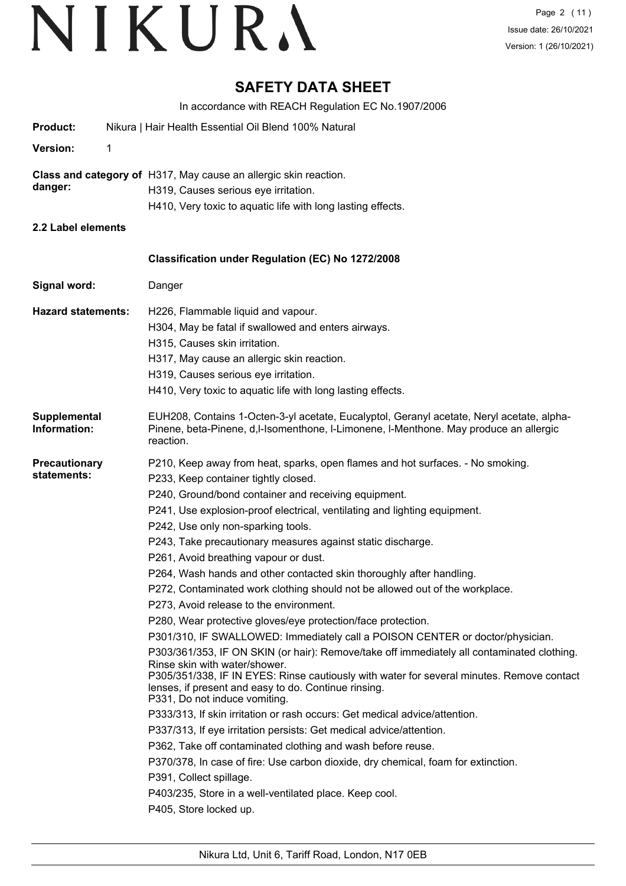# SAFETY DATA SHEET

In accordance with REACH Regulation EC No.1907/2006

**Product:** Nikura | Hair Health Essential Oil Blend 100% Natural

**Version:** 1

**Class and category of danger:**
H317, May cause an allergic skin reaction.
H319, Causes serious eye irritation.
H410, Very toxic to aquatic life with long lasting effects.

### 2.2 Label elements

**Classification under Regulation (EC) No 1272/2008**

**Signal word:** Danger

**Hazard statements:**
H226, Flammable liquid and vapour.
H304, May be fatal if swallowed and enters airways.
H315, Causes skin irritation.
H317, May cause an allergic skin reaction.
H319, Causes serious eye irritation.
H410, Very toxic to aquatic life with long lasting effects.

**Supplemental Information:**
EUH208, Contains 1-Octen-3-yl acetate, Eucalyptol, Geranyl acetate, Neryl acetate, alpha-Pinene, beta-Pinene, d,l-Isomenthone, l-Limonene, l-Menthone. May produce an allergic reaction.

**Precautionary statements:**
P210, Keep away from heat, sparks, open flames and hot surfaces. - No smoking.
P233, Keep container tightly closed.
P240, Ground/bond container and receiving equipment.
P241, Use explosion-proof electrical, ventilating and lighting equipment.
P242, Use only non-sparking tools.
P243, Take precautionary measures against static discharge.
P261, Avoid breathing vapour or dust.
P264, Wash hands and other contacted skin thoroughly after handling.
P272, Contaminated work clothing should not be allowed out of the workplace.
P273, Avoid release to the environment.
P280, Wear protective gloves/eye protection/face protection.
P301/310, IF SWALLOWED: Immediately call a POISON CENTER or doctor/physician.
P303/361/353, IF ON SKIN (or hair): Remove/take off immediately all contaminated clothing. Rinse skin with water/shower.
P305/351/338, IF IN EYES: Rinse cautiously with water for several minutes. Remove contact lenses, if present and easy to do. Continue rinsing.
P331, Do not induce vomiting.
P333/313, If skin irritation or rash occurs: Get medical advice/attention.
P337/313, If eye irritation persists: Get medical advice/attention.
P362, Take off contaminated clothing and wash before reuse.
P370/378, In case of fire: Use carbon dioxide, dry chemical, foam for extinction.
P391, Collect spillage.
P403/235, Store in a well-ventilated place. Keep cool.
P405, Store locked up.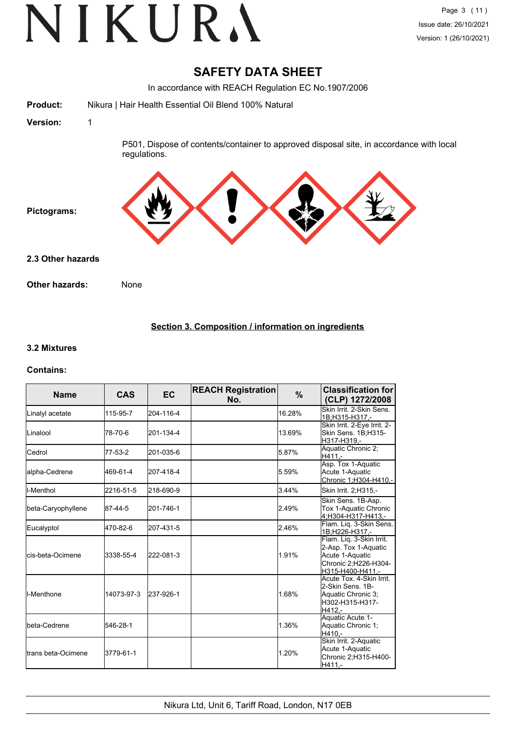# SAFETY DATA SHEET

In accordance with REACH Regulation EC No.1907/2006

**Product:** Nikura | Hair Health Essential Oil Blend 100% Natural

**Version:** 1

P501, Dispose of contents/container to approved disposal site, in accordance with local regulations.

**Pictograms:**

### 2.3 Other hazards

**Other hazards:** None

## Section 3. Composition / information on ingredients

### 3.2 Mixtures

**Contains:**

| Name | CAS | EC | REACH Registration No. | % | Classification for (CLP) 1272/2008 |
|---|---|---|---|---|---|
| Linalyl acetate | 115-95-7 | 204-116-4 | | 16.28% | Skin Irrit. 2-Skin Sens. 1B;H315-H317,- |
| Linalool | 78-70-6 | 201-134-4 | | 13.69% | Skin Irrit. 2-Eye Irrit. 2-Skin Sens. 1B;H315-H317-H319,- |
| Cedrol | 77-53-2 | 201-035-6 | | 5.87% | Aquatic Chronic 2;H411,- |
| alpha-Cedrene | 469-61-4 | 207-418-4 | | 5.59% | Asp. Tox 1-Aquatic Acute 1-Aquatic Chronic 1;H304-H410,- |
| l-Menthol | 2216-51-5 | 218-690-9 | | 3.44% | Skin Irrit. 2;H315,- |
| beta-Caryophyllene | 87-44-5 | 201-746-1 | | 2.49% | Skin Sens. 1B-Asp. Tox 1-Aquatic Chronic 4;H304-H317-H413,- |
| Eucalyptol | 470-82-6 | 207-431-5 | | 2.46% | Flam. Liq. 3-Skin Sens. 1B;H226-H317,- |
| cis-beta-Ocimene | 3338-55-4 | 222-081-3 | | 1.91% | Flam. Liq. 3-Skin Irrit. 2-Asp. Tox 1-Aquatic Acute 1-Aquatic Chronic 2;H226-H304-H315-H400-H411,- |
| l-Menthone | 14073-97-3 | 237-926-1 | | 1.68% | Acute Tox. 4-Skin Irrit. 2-Skin Sens. 1B-Aquatic Chronic 3;H302-H315-H317-H412,- |
| beta-Cedrene | 546-28-1 | | | 1.36% | Aquatic Acute 1-Aquatic Chronic 1;H410,- |
| trans beta-Ocimene | 3779-61-1 | | | 1.20% | Skin Irrit. 2-Aquatic Acute 1-Aquatic Chronic 2;H315-H400-H411,- |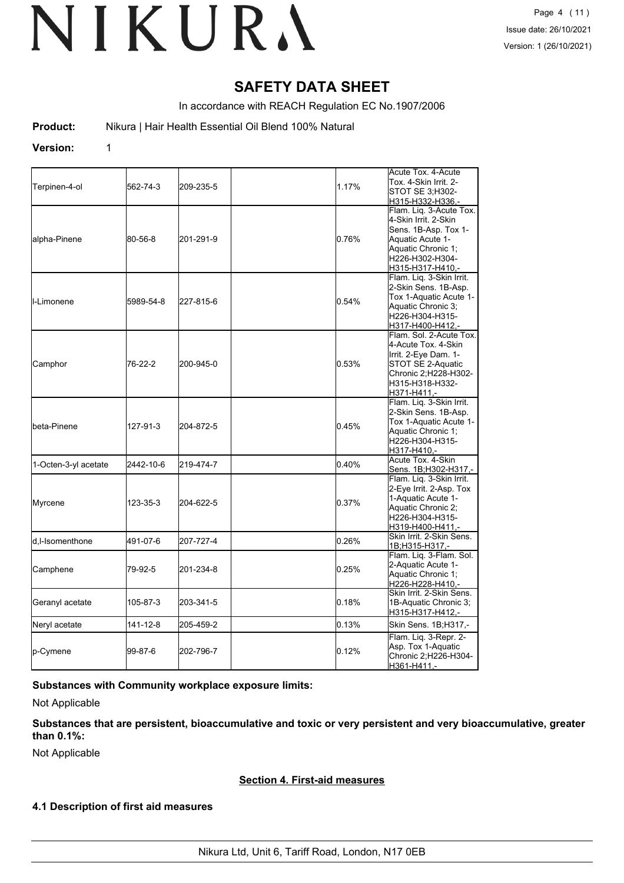# SAFETY DATA SHEET

In accordance with REACH Regulation EC No.1907/2006

**Product:** Nikura | Hair Health Essential Oil Blend 100% Natural

**Version:** 1

| | | | | | |
|---|---|---|---|---|---|
| Terpinen-4-ol | 562-74-3 | 209-235-5 | | 1.17% | Acute Tox. 4-Acute Tox. 4-Skin Irrit. 2-STOT SE 3;H302-H315-H332-H336,- |
| alpha-Pinene | 80-56-8 | 201-291-9 | | 0.76% | Flam. Liq. 3-Acute Tox. 4-Skin Irrit. 2-Skin Sens. 1B-Asp. Tox 1-Aquatic Acute 1-Aquatic Chronic 1; H226-H302-H304-H315-H317-H410,- |
| l-Limonene | 5989-54-8 | 227-815-6 | | 0.54% | Flam. Liq. 3-Skin Irrit. 2-Skin Sens. 1B-Asp. Tox 1-Aquatic Acute 1-Aquatic Chronic 3; H226-H304-H315-H317-H400-H412,- |
| Camphor | 76-22-2 | 200-945-0 | | 0.53% | Flam. Sol. 2-Acute Tox. 4-Acute Tox. 4-Skin Irrit. 2-Eye Dam. 1-STOT SE 2-Aquatic Chronic 2;H228-H302-H315-H318-H332-H371-H411,- |
| beta-Pinene | 127-91-3 | 204-872-5 | | 0.45% | Flam. Liq. 3-Skin Irrit. 2-Skin Sens. 1B-Asp. Tox 1-Aquatic Acute 1-Aquatic Chronic 1; H226-H304-H315-H317-H410,- |
| 1-Octen-3-yl acetate | 2442-10-6 | 219-474-7 | | 0.40% | Acute Tox. 4-Skin Sens. 1B;H302-H317,- |
| Myrcene | 123-35-3 | 204-622-5 | | 0.37% | Flam. Liq. 3-Skin Irrit. 2-Eye Irrit. 2-Asp. Tox 1-Aquatic Acute 1-Aquatic Chronic 2; H226-H304-H315-H319-H400-H411,- |
| d,l-Isomenthone | 491-07-6 | 207-727-4 | | 0.26% | Skin Irrit. 2-Skin Sens. 1B;H315-H317,- |
| Camphene | 79-92-5 | 201-234-8 | | 0.25% | Flam. Liq. 3-Flam. Sol. 2-Aquatic Acute 1-Aquatic Chronic 1; H226-H228-H410,- |
| Geranyl acetate | 105-87-3 | 203-341-5 | | 0.18% | Skin Irrit. 2-Skin Sens. 1B-Aquatic Chronic 3; H315-H317-H412,- |
| Neryl acetate | 141-12-8 | 205-459-2 | | 0.13% | Skin Sens. 1B;H317,- |
| p-Cymene | 99-87-6 | 202-796-7 | | 0.12% | Flam. Liq. 3-Repr. 2-Asp. Tox 1-Aquatic Chronic 2;H226-H304-H361-H411,- |

**Substances with Community workplace exposure limits:**

Not Applicable

**Substances that are persistent, bioaccumulative and toxic or very persistent and very bioaccumulative, greater than 0.1%:**

Not Applicable

## Section 4. First-aid measures

### 4.1 Description of first aid measures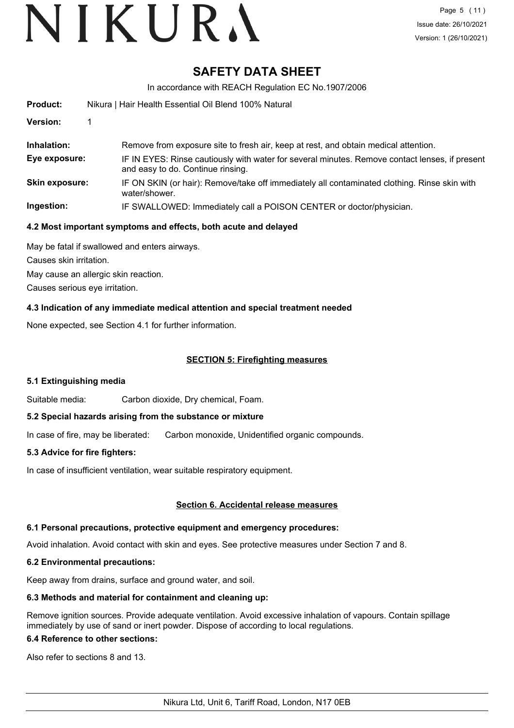# SAFETY DATA SHEET

In accordance with REACH Regulation EC No.1907/2006

**Product:** Nikura | Hair Health Essential Oil Blend 100% Natural

**Version:** 1

**Inhalation:** Remove from exposure site to fresh air, keep at rest, and obtain medical attention.

**Eye exposure:** IF IN EYES: Rinse cautiously with water for several minutes. Remove contact lenses, if present and easy to do. Continue rinsing.

**Skin exposure:** IF ON SKIN (or hair): Remove/take off immediately all contaminated clothing. Rinse skin with water/shower.

**Ingestion:** IF SWALLOWED: Immediately call a POISON CENTER or doctor/physician.

### 4.2 Most important symptoms and effects, both acute and delayed

May be fatal if swallowed and enters airways.

Causes skin irritation.

May cause an allergic skin reaction.

Causes serious eye irritation.

### 4.3 Indication of any immediate medical attention and special treatment needed

None expected, see Section 4.1 for further information.

## SECTION 5: Firefighting measures

### 5.1 Extinguishing media

Suitable media: Carbon dioxide, Dry chemical, Foam.

### 5.2 Special hazards arising from the substance or mixture

In case of fire, may be liberated: Carbon monoxide, Unidentified organic compounds.

### 5.3 Advice for fire fighters:

In case of insufficient ventilation, wear suitable respiratory equipment.

## Section 6. Accidental release measures

### 6.1 Personal precautions, protective equipment and emergency procedures:

Avoid inhalation. Avoid contact with skin and eyes. See protective measures under Section 7 and 8.

### 6.2 Environmental precautions:

Keep away from drains, surface and ground water, and soil.

### 6.3 Methods and material for containment and cleaning up:

Remove ignition sources. Provide adequate ventilation. Avoid excessive inhalation of vapours. Contain spillage immediately by use of sand or inert powder. Dispose of according to local regulations.

### 6.4 Reference to other sections:

Also refer to sections 8 and 13.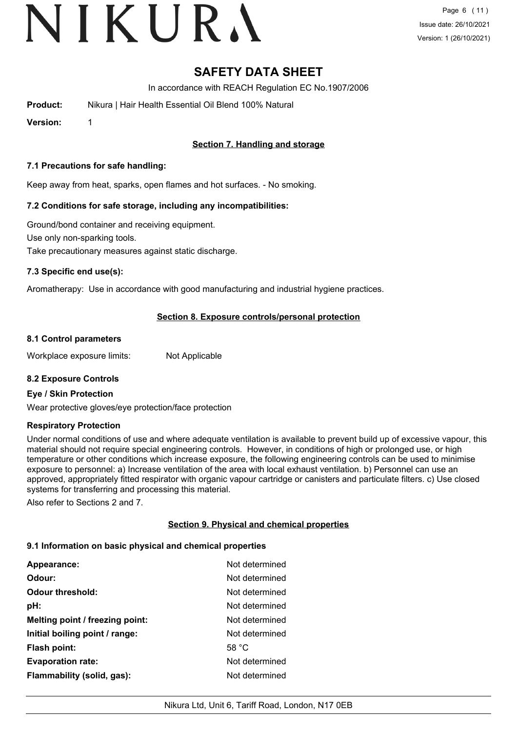# SAFETY DATA SHEET

In accordance with REACH Regulation EC No.1907/2006

**Product:** Nikura | Hair Health Essential Oil Blend 100% Natural

**Version:** 1

## Section 7. Handling and storage

### 7.1 Precautions for safe handling:

Keep away from heat, sparks, open flames and hot surfaces. - No smoking.

### 7.2 Conditions for safe storage, including any incompatibilities:

Ground/bond container and receiving equipment.

Use only non-sparking tools.

Take precautionary measures against static discharge.

### 7.3 Specific end use(s):

Aromatherapy: Use in accordance with good manufacturing and industrial hygiene practices.

## Section 8. Exposure controls/personal protection

### 8.1 Control parameters

Workplace exposure limits: Not Applicable

### 8.2 Exposure Controls

**Eye / Skin Protection**

Wear protective gloves/eye protection/face protection

**Respiratory Protection**

Under normal conditions of use and where adequate ventilation is available to prevent build up of excessive vapour, this material should not require special engineering controls. However, in conditions of high or prolonged use, or high temperature or other conditions which increase exposure, the following engineering controls can be used to minimise exposure to personnel: a) Increase ventilation of the area with local exhaust ventilation. b) Personnel can use an approved, appropriately fitted respirator with organic vapour cartridge or canisters and particulate filters. c) Use closed systems for transferring and processing this material.

Also refer to Sections 2 and 7.

## Section 9. Physical and chemical properties

### 9.1 Information on basic physical and chemical properties

| | |
|---|---|
| **Appearance:** | Not determined |
| **Odour:** | Not determined |
| **Odour threshold:** | Not determined |
| **pH:** | Not determined |
| **Melting point / freezing point:** | Not determined |
| **Initial boiling point / range:** | Not determined |
| **Flash point:** | 58 °C |
| **Evaporation rate:** | Not determined |
| **Flammability (solid, gas):** | Not determined |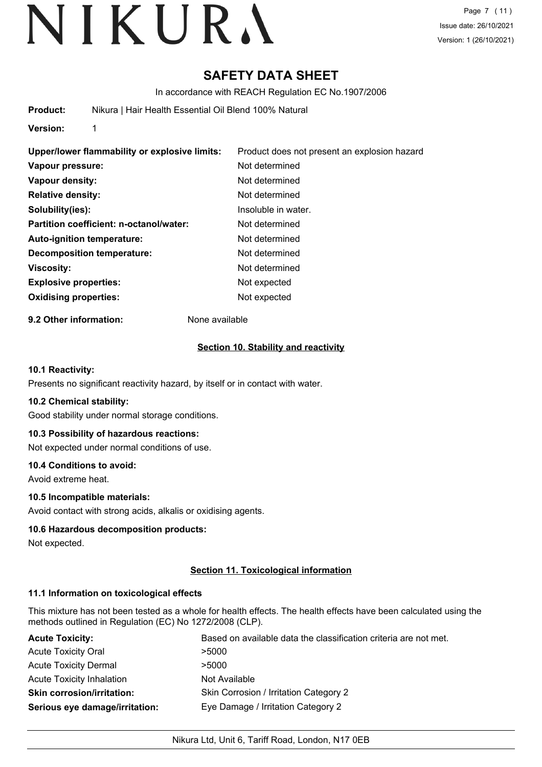# SAFETY DATA SHEET

In accordance with REACH Regulation EC No.1907/2006

**Product:** Nikura | Hair Health Essential Oil Blend 100% Natural

**Version:** 1

| | |
|---|---|
| **Upper/lower flammability or explosive limits:** | Product does not present an explosion hazard |
| **Vapour pressure:** | Not determined |
| **Vapour density:** | Not determined |
| **Relative density:** | Not determined |
| **Solubility(ies):** | Insoluble in water. |
| **Partition coefficient: n-octanol/water:** | Not determined |
| **Auto-ignition temperature:** | Not determined |
| **Decomposition temperature:** | Not determined |
| **Viscosity:** | Not determined |
| **Explosive properties:** | Not expected |
| **Oxidising properties:** | Not expected |

**9.2 Other information:** None available

## Section 10. Stability and reactivity

### 10.1 Reactivity:

Presents no significant reactivity hazard, by itself or in contact with water.

### 10.2 Chemical stability:

Good stability under normal storage conditions.

### 10.3 Possibility of hazardous reactions:

Not expected under normal conditions of use.

### 10.4 Conditions to avoid:

Avoid extreme heat.

### 10.5 Incompatible materials:

Avoid contact with strong acids, alkalis or oxidising agents.

### 10.6 Hazardous decomposition products:

Not expected.

## Section 11. Toxicological information

### 11.1 Information on toxicological effects

This mixture has not been tested as a whole for health effects. The health effects have been calculated using the methods outlined in Regulation (EC) No 1272/2008 (CLP).

| | |
|---|---|
| **Acute Toxicity:** | Based on available data the classification criteria are not met. |
| Acute Toxicity Oral | >5000 |
| Acute Toxicity Dermal | >5000 |
| Acute Toxicity Inhalation | Not Available |
| **Skin corrosion/irritation:** | Skin Corrosion / Irritation Category 2 |
| **Serious eye damage/irritation:** | Eye Damage / Irritation Category 2 |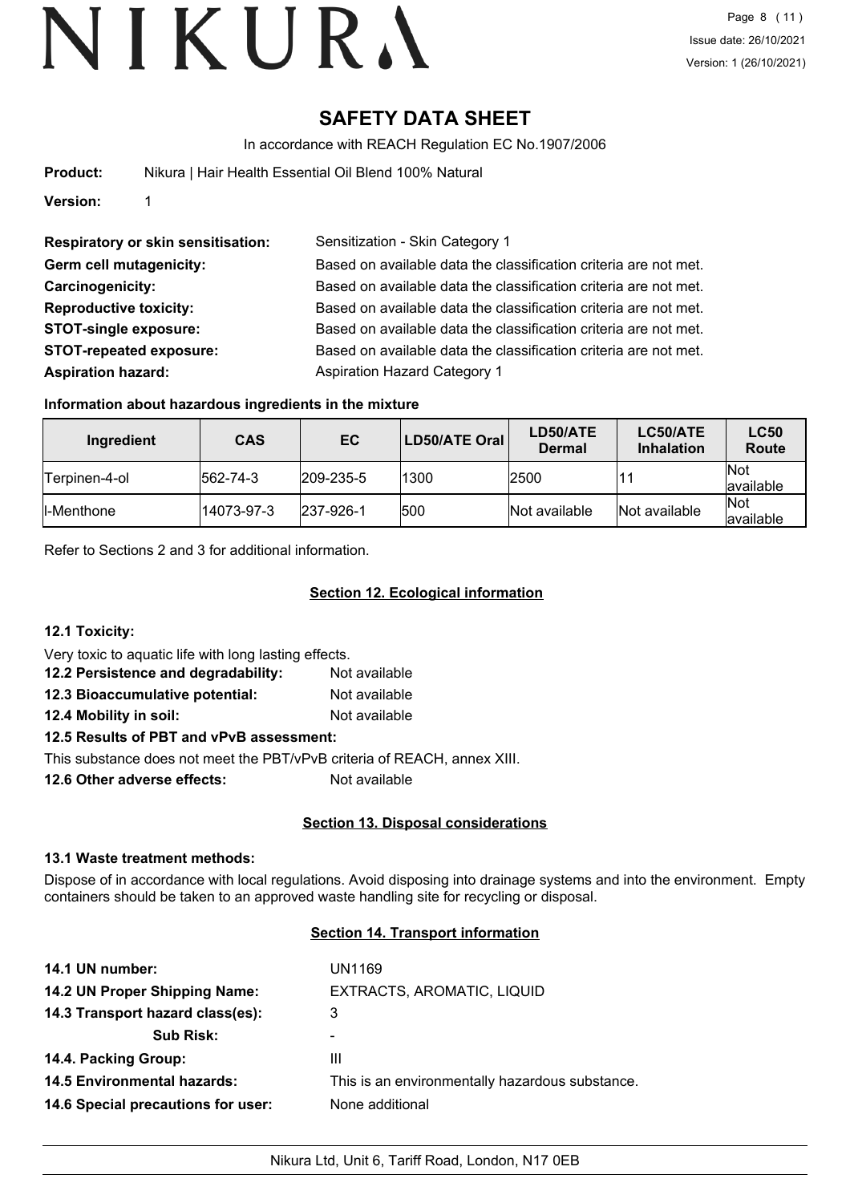# SAFETY DATA SHEET

In accordance with REACH Regulation EC No.1907/2006

**Product:** Nikura | Hair Health Essential Oil Blend 100% Natural

**Version:** 1

**Respiratory or skin sensitisation:** Sensitization - Skin Category 1
**Germ cell mutagenicity:** Based on available data the classification criteria are not met.
**Carcinogenicity:** Based on available data the classification criteria are not met.
**Reproductive toxicity:** Based on available data the classification criteria are not met.
**STOT-single exposure:** Based on available data the classification criteria are not met.
**STOT-repeated exposure:** Based on available data the classification criteria are not met.
**Aspiration hazard:** Aspiration Hazard Category 1

### Information about hazardous ingredients in the mixture

| Ingredient | CAS | EC | LD50/ATE Oral | LD50/ATE Dermal | LC50/ATE Inhalation | LC50 Route |
|---|---|---|---|---|---|---|
| Terpinen-4-ol | 562-74-3 | 209-235-5 | 1300 | 2500 | 11 | Not available |
| l-Menthone | 14073-97-3 | 237-926-1 | 500 | Not available | Not available | Not available |

Refer to Sections 2 and 3 for additional information.

## Section 12. Ecological information

**12.1 Toxicity:**

Very toxic to aquatic life with long lasting effects.

**12.2 Persistence and degradability:** Not available
**12.3 Bioaccumulative potential:** Not available
**12.4 Mobility in soil:** Not available

**12.5 Results of PBT and vPvB assessment:**

This substance does not meet the PBT/vPvB criteria of REACH, annex XIII.

**12.6 Other adverse effects:** Not available

## Section 13. Disposal considerations

**13.1 Waste treatment methods:**

Dispose of in accordance with local regulations. Avoid disposing into drainage systems and into the environment. Empty containers should be taken to an approved waste handling site for recycling or disposal.

## Section 14. Transport information

**14.1 UN number:** UN1169
**14.2 UN Proper Shipping Name:** EXTRACTS, AROMATIC, LIQUID
**14.3 Transport hazard class(es):** 3
**Sub Risk:** -
**14.4. Packing Group:** III
**14.5 Environmental hazards:** This is an environmentally hazardous substance.
**14.6 Special precautions for user:** None additional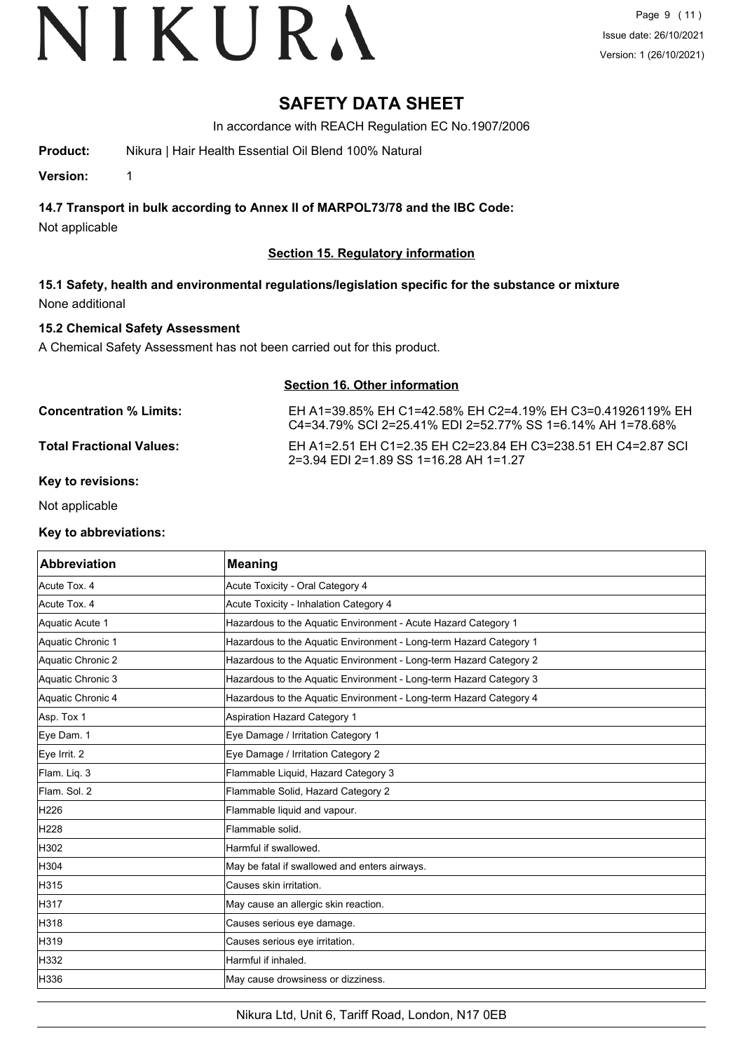# SAFETY DATA SHEET

In accordance with REACH Regulation EC No.1907/2006

**Product:** Nikura | Hair Health Essential Oil Blend 100% Natural

**Version:** 1

### 14.7 Transport in bulk according to Annex II of MARPOL73/78 and the IBC Code:

Not applicable

## Section 15. Regulatory information

### 15.1 Safety, health and environmental regulations/legislation specific for the substance or mixture

None additional

### 15.2 Chemical Safety Assessment

A Chemical Safety Assessment has not been carried out for this product.

## Section 16. Other information

**Concentration % Limits:** EH A1=39.85% EH C1=42.58% EH C2=4.19% EH C3=0.41926119% EH C4=34.79% SCI 2=25.41% EDI 2=52.77% SS 1=6.14% AH 1=78.68%

**Total Fractional Values:** EH A1=2.51 EH C1=2.35 EH C2=23.84 EH C3=238.51 EH C4=2.87 SCI 2=3.94 EDI 2=1.89 SS 1=16.28 AH 1=1.27

### Key to revisions:

Not applicable

### Key to abbreviations:

| Abbreviation | Meaning |
|---|---|
| Acute Tox. 4 | Acute Toxicity - Oral Category 4 |
| Acute Tox. 4 | Acute Toxicity - Inhalation Category 4 |
| Aquatic Acute 1 | Hazardous to the Aquatic Environment - Acute Hazard Category 1 |
| Aquatic Chronic 1 | Hazardous to the Aquatic Environment - Long-term Hazard Category 1 |
| Aquatic Chronic 2 | Hazardous to the Aquatic Environment - Long-term Hazard Category 2 |
| Aquatic Chronic 3 | Hazardous to the Aquatic Environment - Long-term Hazard Category 3 |
| Aquatic Chronic 4 | Hazardous to the Aquatic Environment - Long-term Hazard Category 4 |
| Asp. Tox 1 | Aspiration Hazard Category 1 |
| Eye Dam. 1 | Eye Damage / Irritation Category 1 |
| Eye Irrit. 2 | Eye Damage / Irritation Category 2 |
| Flam. Liq. 3 | Flammable Liquid, Hazard Category 3 |
| Flam. Sol. 2 | Flammable Solid, Hazard Category 2 |
| H226 | Flammable liquid and vapour. |
| H228 | Flammable solid. |
| H302 | Harmful if swallowed. |
| H304 | May be fatal if swallowed and enters airways. |
| H315 | Causes skin irritation. |
| H317 | May cause an allergic skin reaction. |
| H318 | Causes serious eye damage. |
| H319 | Causes serious eye irritation. |
| H332 | Harmful if inhaled. |
| H336 | May cause drowsiness or dizziness. |

Nikura Ltd, Unit 6, Tariff Road, London, N17 0EB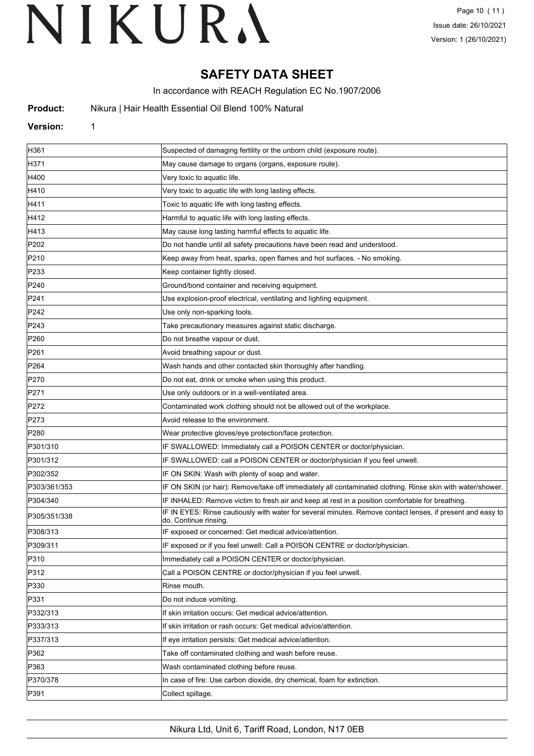# SAFETY DATA SHEET

In accordance with REACH Regulation EC No.1907/2006

**Product:** Nikura | Hair Health Essential Oil Blend 100% Natural

**Version:** 1

| | |
|---|---|
| H361 | Suspected of damaging fertility or the unborn child (exposure route). |
| H371 | May cause damage to organs (organs, exposure route). |
| H400 | Very toxic to aquatic life. |
| H410 | Very toxic to aquatic life with long lasting effects. |
| H411 | Toxic to aquatic life with long lasting effects. |
| H412 | Harmful to aquatic life with long lasting effects. |
| H413 | May cause long lasting harmful effects to aquatic life. |
| P202 | Do not handle until all safety precautions have been read and understood. |
| P210 | Keep away from heat, sparks, open flames and hot surfaces. - No smoking. |
| P233 | Keep container tightly closed. |
| P240 | Ground/bond container and receiving equipment. |
| P241 | Use explosion-proof electrical, ventilating and lighting equipment. |
| P242 | Use only non-sparking tools. |
| P243 | Take precautionary measures against static discharge. |
| P260 | Do not breathe vapour or dust. |
| P261 | Avoid breathing vapour or dust. |
| P264 | Wash hands and other contacted skin thoroughly after handling. |
| P270 | Do not eat, drink or smoke when using this product. |
| P271 | Use only outdoors or in a well-ventilated area. |
| P272 | Contaminated work clothing should not be allowed out of the workplace. |
| P273 | Avoid release to the environment. |
| P280 | Wear protective gloves/eye protection/face protection. |
| P301/310 | IF SWALLOWED: Immediately call a POISON CENTER or doctor/physician. |
| P301/312 | IF SWALLOWED: call a POISON CENTER or doctor/physician if you feel unwell. |
| P302/352 | IF ON SKIN: Wash with plenty of soap and water. |
| P303/361/353 | IF ON SKIN (or hair): Remove/take off immediately all contaminated clothing. Rinse skin with water/shower. |
| P304/340 | IF INHALED: Remove victim to fresh air and keep at rest in a position comfortable for breathing. |
| P305/351/338 | IF IN EYES: Rinse cautiously with water for several minutes. Remove contact lenses, if present and easy to do. Continue rinsing. |
| P308/313 | IF exposed or concerned: Get medical advice/attention. |
| P309/311 | IF exposed or if you feel unwell: Call a POISON CENTRE or doctor/physician. |
| P310 | Immediately call a POISON CENTER or doctor/physician. |
| P312 | Call a POISON CENTRE or doctor/physician if you feel unwell. |
| P330 | Rinse mouth. |
| P331 | Do not induce vomiting. |
| P332/313 | If skin irritation occurs: Get medical advice/attention. |
| P333/313 | If skin irritation or rash occurs: Get medical advice/attention. |
| P337/313 | If eye irritation persists: Get medical advice/attention. |
| P362 | Take off contaminated clothing and wash before reuse. |
| P363 | Wash contaminated clothing before reuse. |
| P370/378 | In case of fire: Use carbon dioxide, dry chemical, foam for extinction. |
| P391 | Collect spillage. |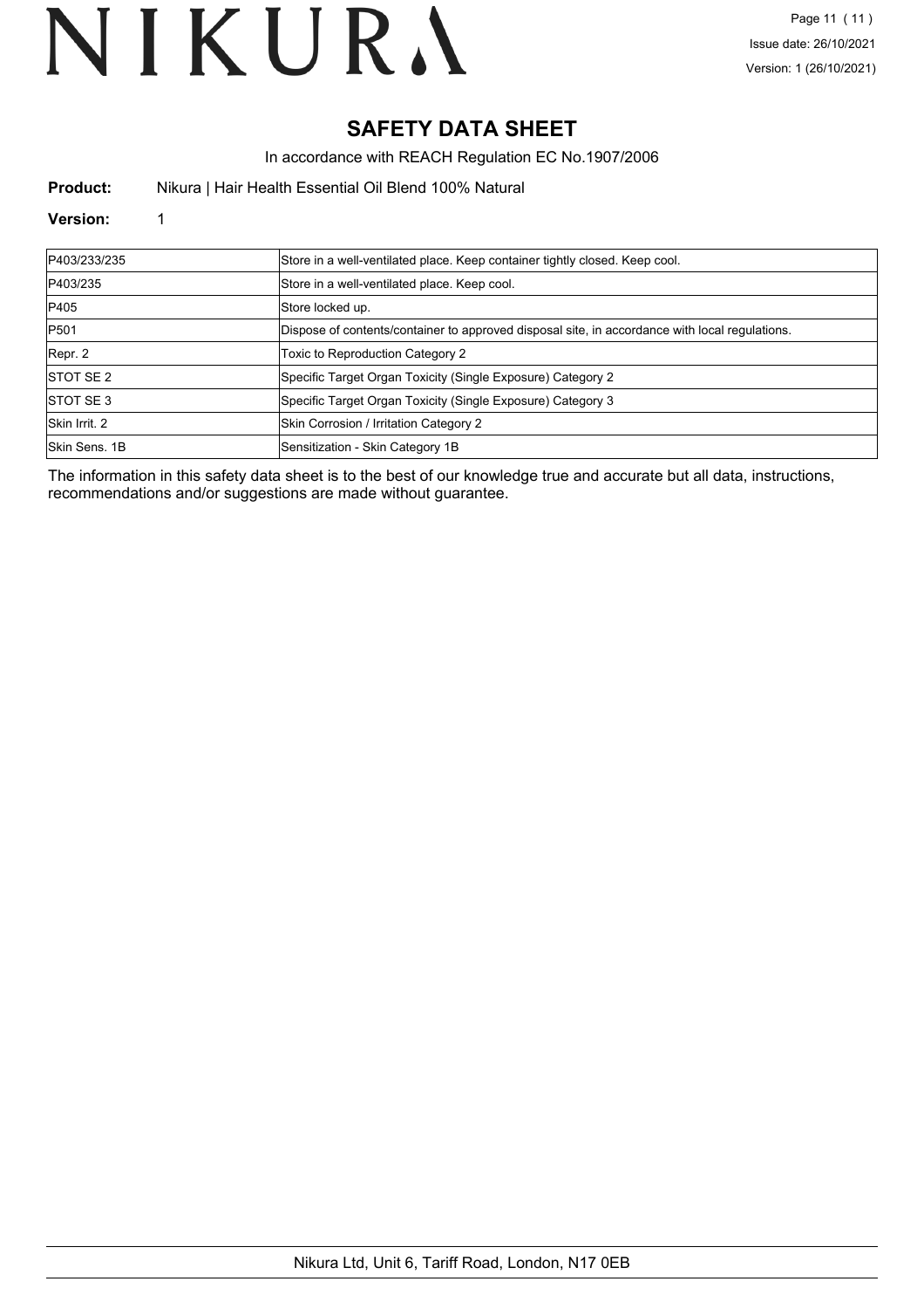# SAFETY DATA SHEET

In accordance with REACH Regulation EC No.1907/2006

**Product:** Nikura | Hair Health Essential Oil Blend 100% Natural

**Version:** 1

| | |
|---|---|
| P403/233/235 | Store in a well-ventilated place. Keep container tightly closed. Keep cool. |
| P403/235 | Store in a well-ventilated place. Keep cool. |
| P405 | Store locked up. |
| P501 | Dispose of contents/container to approved disposal site, in accordance with local regulations. |
| Repr. 2 | Toxic to Reproduction Category 2 |
| STOT SE 2 | Specific Target Organ Toxicity (Single Exposure) Category 2 |
| STOT SE 3 | Specific Target Organ Toxicity (Single Exposure) Category 3 |
| Skin Irrit. 2 | Skin Corrosion / Irritation Category 2 |
| Skin Sens. 1B | Sensitization - Skin Category 1B |

The information in this safety data sheet is to the best of our knowledge true and accurate but all data, instructions, recommendations and/or suggestions are made without guarantee.